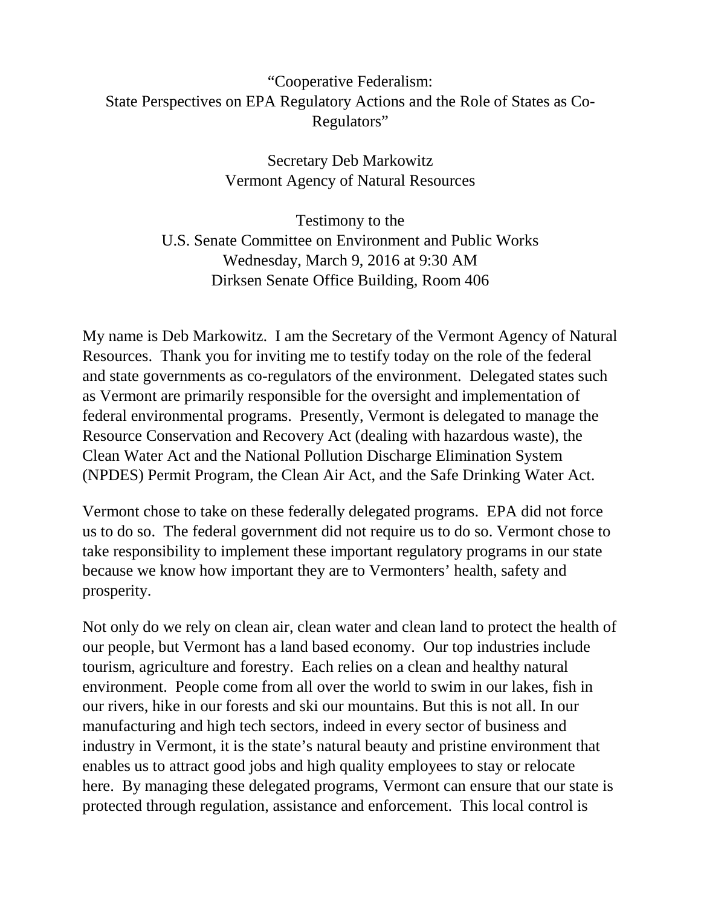# "Cooperative Federalism: State Perspectives on EPA Regulatory Actions and the Role of States as Co-Regulators"

Secretary Deb Markowitz
Vermont Agency of Natural Resources

Testimony to the
U.S. Senate Committee on Environment and Public Works
Wednesday, March 9, 2016 at 9:30 AM
Dirksen Senate Office Building, Room 406

My name is Deb Markowitz. I am the Secretary of the Vermont Agency of Natural Resources. Thank you for inviting me to testify today on the role of the federal and state governments as co-regulators of the environment. Delegated states such as Vermont are primarily responsible for the oversight and implementation of federal environmental programs. Presently, Vermont is delegated to manage the Resource Conservation and Recovery Act (dealing with hazardous waste), the Clean Water Act and the National Pollution Discharge Elimination System (NPDES) Permit Program, the Clean Air Act, and the Safe Drinking Water Act.

Vermont chose to take on these federally delegated programs. EPA did not force us to do so. The federal government did not require us to do so. Vermont chose to take responsibility to implement these important regulatory programs in our state because we know how important they are to Vermonters' health, safety and prosperity.

Not only do we rely on clean air, clean water and clean land to protect the health of our people, but Vermont has a land based economy. Our top industries include tourism, agriculture and forestry. Each relies on a clean and healthy natural environment. People come from all over the world to swim in our lakes, fish in our rivers, hike in our forests and ski our mountains. But this is not all. In our manufacturing and high tech sectors, indeed in every sector of business and industry in Vermont, it is the state's natural beauty and pristine environment that enables us to attract good jobs and high quality employees to stay or relocate here. By managing these delegated programs, Vermont can ensure that our state is protected through regulation, assistance and enforcement. This local control is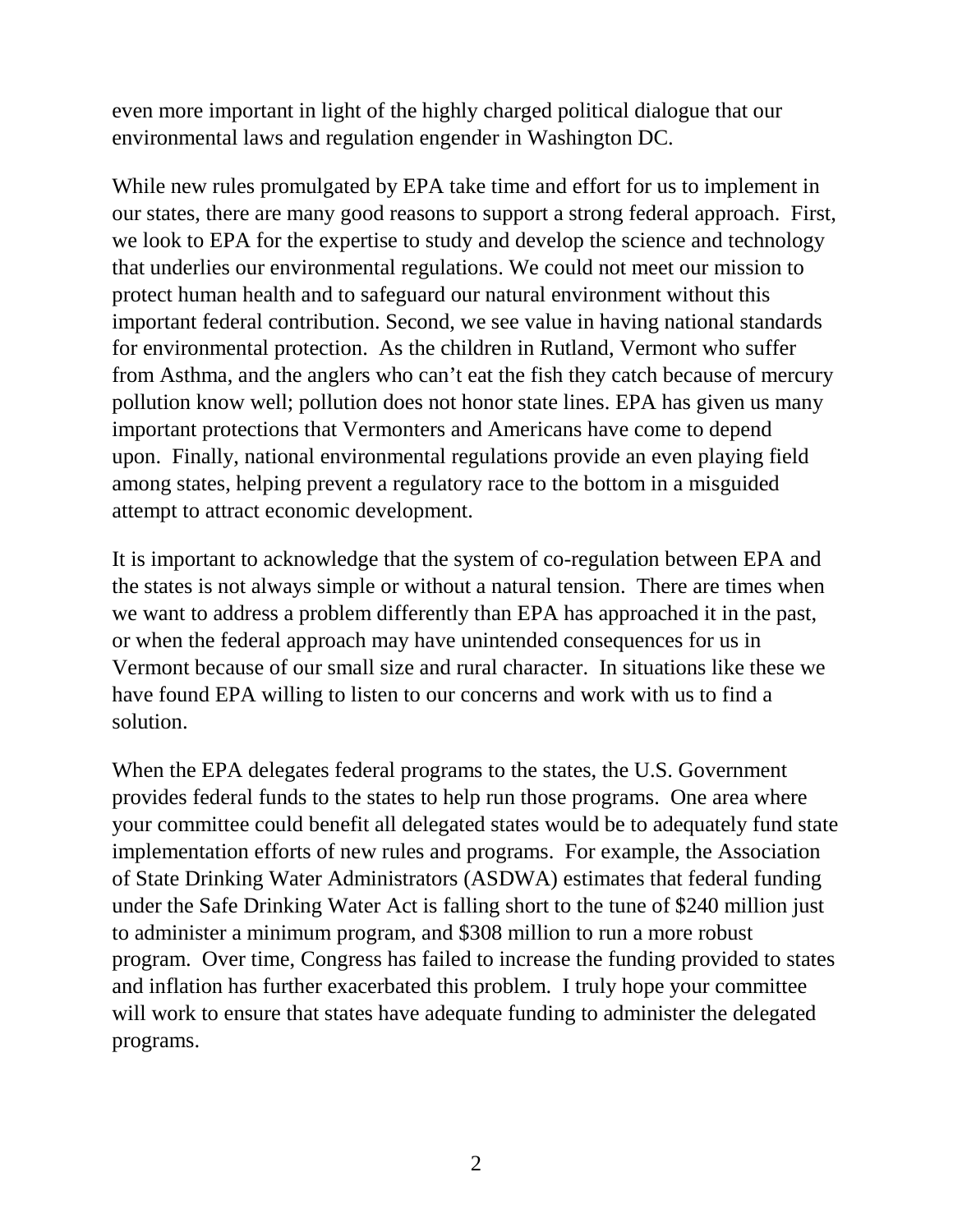even more important in light of the highly charged political dialogue that our environmental laws and regulation engender in Washington DC.

While new rules promulgated by EPA take time and effort for us to implement in our states, there are many good reasons to support a strong federal approach. First, we look to EPA for the expertise to study and develop the science and technology that underlies our environmental regulations. We could not meet our mission to protect human health and to safeguard our natural environment without this important federal contribution. Second, we see value in having national standards for environmental protection. As the children in Rutland, Vermont who suffer from Asthma, and the anglers who can't eat the fish they catch because of mercury pollution know well; pollution does not honor state lines. EPA has given us many important protections that Vermonters and Americans have come to depend upon. Finally, national environmental regulations provide an even playing field among states, helping prevent a regulatory race to the bottom in a misguided attempt to attract economic development.

It is important to acknowledge that the system of co-regulation between EPA and the states is not always simple or without a natural tension. There are times when we want to address a problem differently than EPA has approached it in the past, or when the federal approach may have unintended consequences for us in Vermont because of our small size and rural character. In situations like these we have found EPA willing to listen to our concerns and work with us to find a solution.

When the EPA delegates federal programs to the states, the U.S. Government provides federal funds to the states to help run those programs. One area where your committee could benefit all delegated states would be to adequately fund state implementation efforts of new rules and programs. For example, the Association of State Drinking Water Administrators (ASDWA) estimates that federal funding under the Safe Drinking Water Act is falling short to the tune of $240 million just to administer a minimum program, and $308 million to run a more robust program. Over time, Congress has failed to increase the funding provided to states and inflation has further exacerbated this problem. I truly hope your committee will work to ensure that states have adequate funding to administer the delegated programs.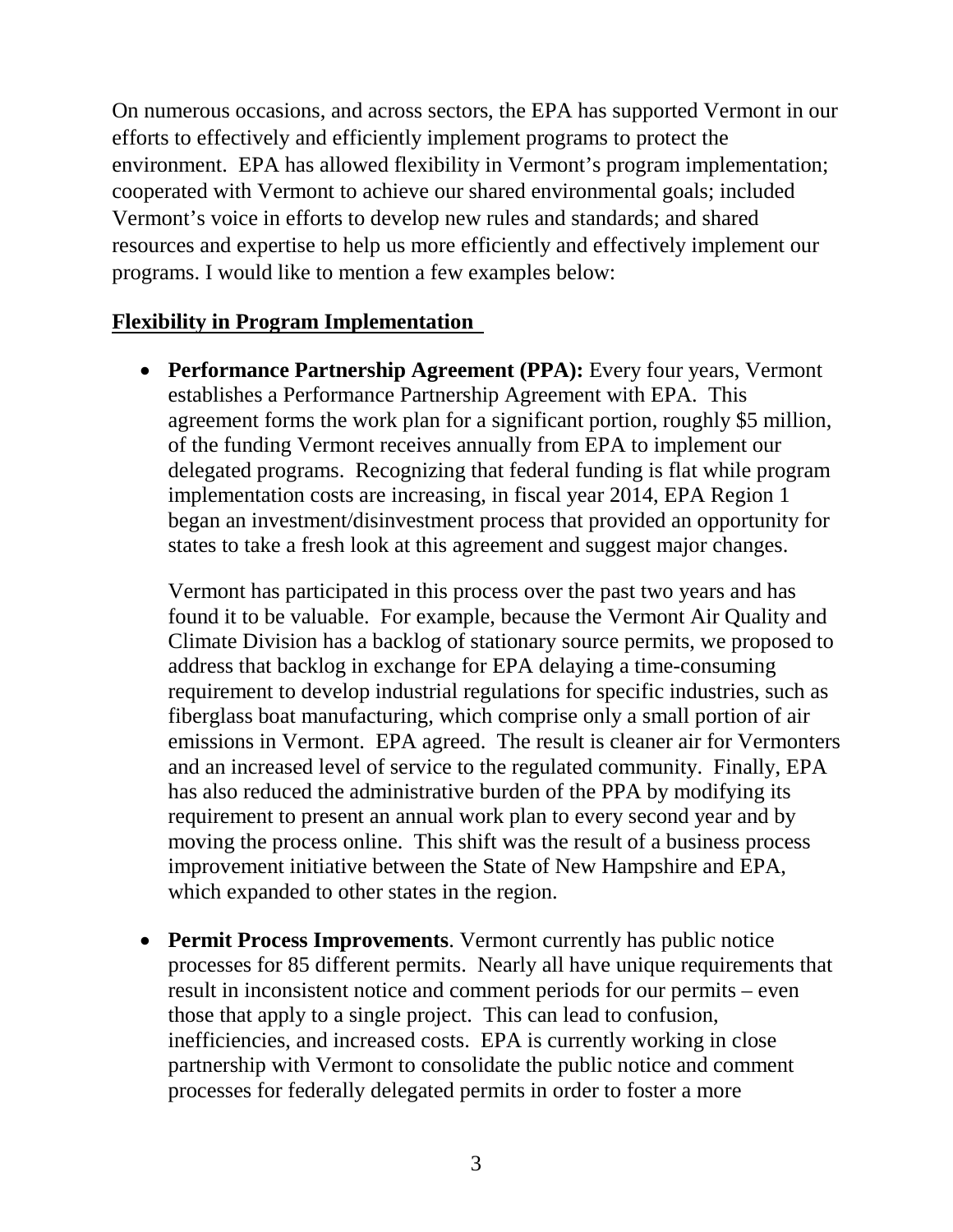On numerous occasions, and across sectors, the EPA has supported Vermont in our efforts to effectively and efficiently implement programs to protect the environment. EPA has allowed flexibility in Vermont's program implementation; cooperated with Vermont to achieve our shared environmental goals; included Vermont's voice in efforts to develop new rules and standards; and shared resources and expertise to help us more efficiently and effectively implement our programs. I would like to mention a few examples below:

**Flexibility in Program Implementation**

- **Performance Partnership Agreement (PPA):** Every four years, Vermont establishes a Performance Partnership Agreement with EPA. This agreement forms the work plan for a significant portion, roughly \$5 million, of the funding Vermont receives annually from EPA to implement our delegated programs. Recognizing that federal funding is flat while program implementation costs are increasing, in fiscal year 2014, EPA Region 1 began an investment/disinvestment process that provided an opportunity for states to take a fresh look at this agreement and suggest major changes.

  Vermont has participated in this process over the past two years and has found it to be valuable. For example, because the Vermont Air Quality and Climate Division has a backlog of stationary source permits, we proposed to address that backlog in exchange for EPA delaying a time-consuming requirement to develop industrial regulations for specific industries, such as fiberglass boat manufacturing, which comprise only a small portion of air emissions in Vermont. EPA agreed. The result is cleaner air for Vermonters and an increased level of service to the regulated community. Finally, EPA has also reduced the administrative burden of the PPA by modifying its requirement to present an annual work plan to every second year and by moving the process online. This shift was the result of a business process improvement initiative between the State of New Hampshire and EPA, which expanded to other states in the region.

- **Permit Process Improvements**. Vermont currently has public notice processes for 85 different permits. Nearly all have unique requirements that result in inconsistent notice and comment periods for our permits – even those that apply to a single project. This can lead to confusion, inefficiencies, and increased costs. EPA is currently working in close partnership with Vermont to consolidate the public notice and comment processes for federally delegated permits in order to foster a more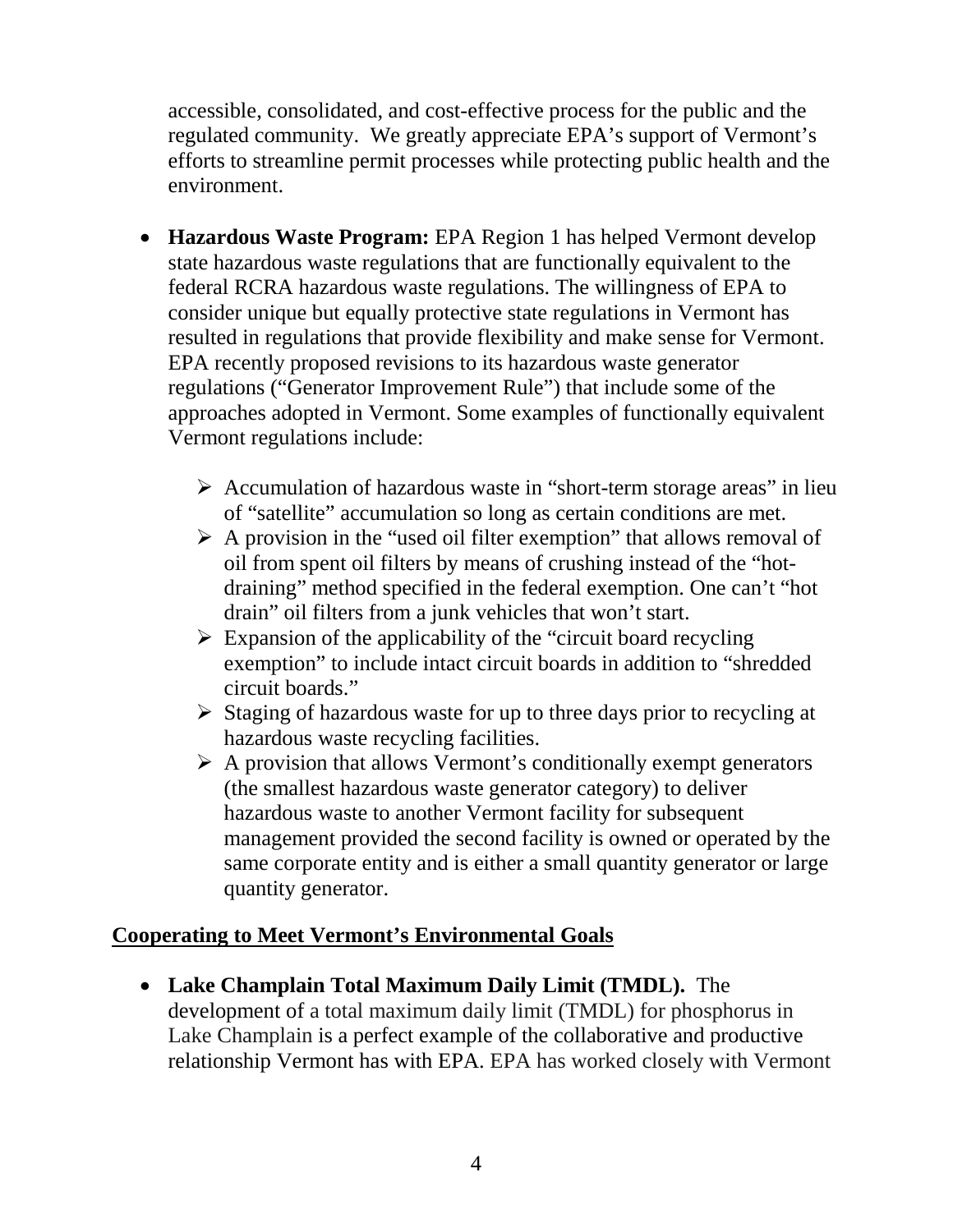accessible, consolidated, and cost-effective process for the public and the regulated community. We greatly appreciate EPA's support of Vermont's efforts to streamline permit processes while protecting public health and the environment.

- **Hazardous Waste Program:** EPA Region 1 has helped Vermont develop state hazardous waste regulations that are functionally equivalent to the federal RCRA hazardous waste regulations. The willingness of EPA to consider unique but equally protective state regulations in Vermont has resulted in regulations that provide flexibility and make sense for Vermont. EPA recently proposed revisions to its hazardous waste generator regulations ("Generator Improvement Rule") that include some of the approaches adopted in Vermont. Some examples of functionally equivalent Vermont regulations include:
  - Accumulation of hazardous waste in "short-term storage areas" in lieu of "satellite" accumulation so long as certain conditions are met.
  - A provision in the "used oil filter exemption" that allows removal of oil from spent oil filters by means of crushing instead of the "hot-draining" method specified in the federal exemption. One can't "hot drain" oil filters from a junk vehicles that won't start.
  - Expansion of the applicability of the "circuit board recycling exemption" to include intact circuit boards in addition to "shredded circuit boards."
  - Staging of hazardous waste for up to three days prior to recycling at hazardous waste recycling facilities.
  - A provision that allows Vermont's conditionally exempt generators (the smallest hazardous waste generator category) to deliver hazardous waste to another Vermont facility for subsequent management provided the second facility is owned or operated by the same corporate entity and is either a small quantity generator or large quantity generator.

## Cooperating to Meet Vermont's Environmental Goals

- **Lake Champlain Total Maximum Daily Limit (TMDL).** The development of a total maximum daily limit (TMDL) for phosphorus in Lake Champlain is a perfect example of the collaborative and productive relationship Vermont has with EPA. EPA has worked closely with Vermont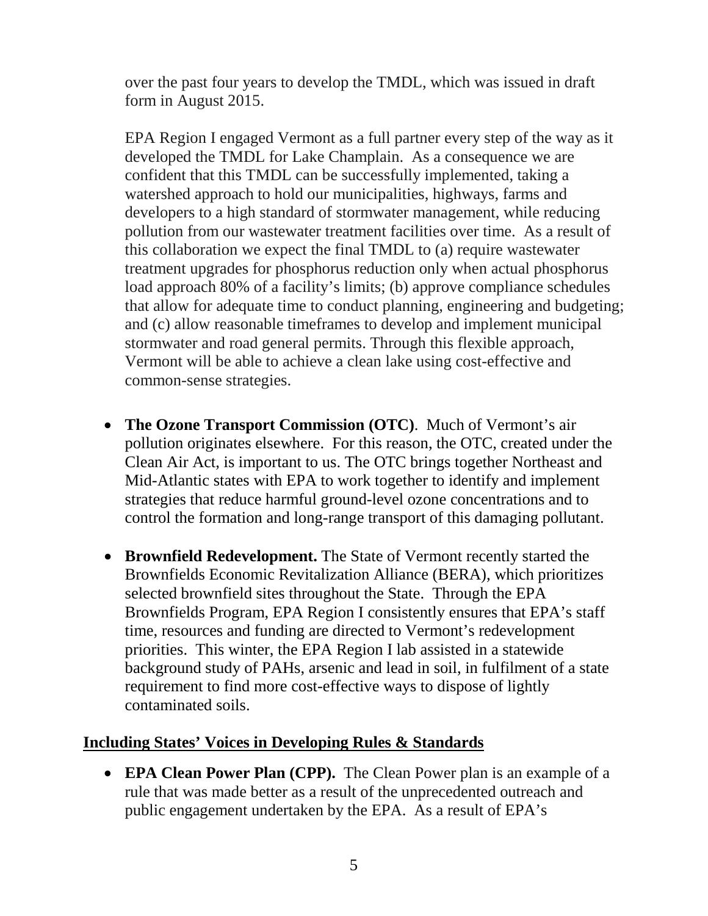over the past four years to develop the TMDL, which was issued in draft form in August 2015.

EPA Region I engaged Vermont as a full partner every step of the way as it developed the TMDL for Lake Champlain. As a consequence we are confident that this TMDL can be successfully implemented, taking a watershed approach to hold our municipalities, highways, farms and developers to a high standard of stormwater management, while reducing pollution from our wastewater treatment facilities over time. As a result of this collaboration we expect the final TMDL to (a) require wastewater treatment upgrades for phosphorus reduction only when actual phosphorus load approach 80% of a facility's limits; (b) approve compliance schedules that allow for adequate time to conduct planning, engineering and budgeting; and (c) allow reasonable timeframes to develop and implement municipal stormwater and road general permits. Through this flexible approach, Vermont will be able to achieve a clean lake using cost-effective and common-sense strategies.

- **The Ozone Transport Commission (OTC)**. Much of Vermont's air pollution originates elsewhere. For this reason, the OTC, created under the Clean Air Act, is important to us. The OTC brings together Northeast and Mid-Atlantic states with EPA to work together to identify and implement strategies that reduce harmful ground-level ozone concentrations and to control the formation and long-range transport of this damaging pollutant.
- **Brownfield Redevelopment.** The State of Vermont recently started the Brownfields Economic Revitalization Alliance (BERA), which prioritizes selected brownfield sites throughout the State. Through the EPA Brownfields Program, EPA Region I consistently ensures that EPA's staff time, resources and funding are directed to Vermont's redevelopment priorities. This winter, the EPA Region I lab assisted in a statewide background study of PAHs, arsenic and lead in soil, in fulfilment of a state requirement to find more cost-effective ways to dispose of lightly contaminated soils.

## Including States' Voices in Developing Rules & Standards

- **EPA Clean Power Plan (CPP).** The Clean Power plan is an example of a rule that was made better as a result of the unprecedented outreach and public engagement undertaken by the EPA. As a result of EPA's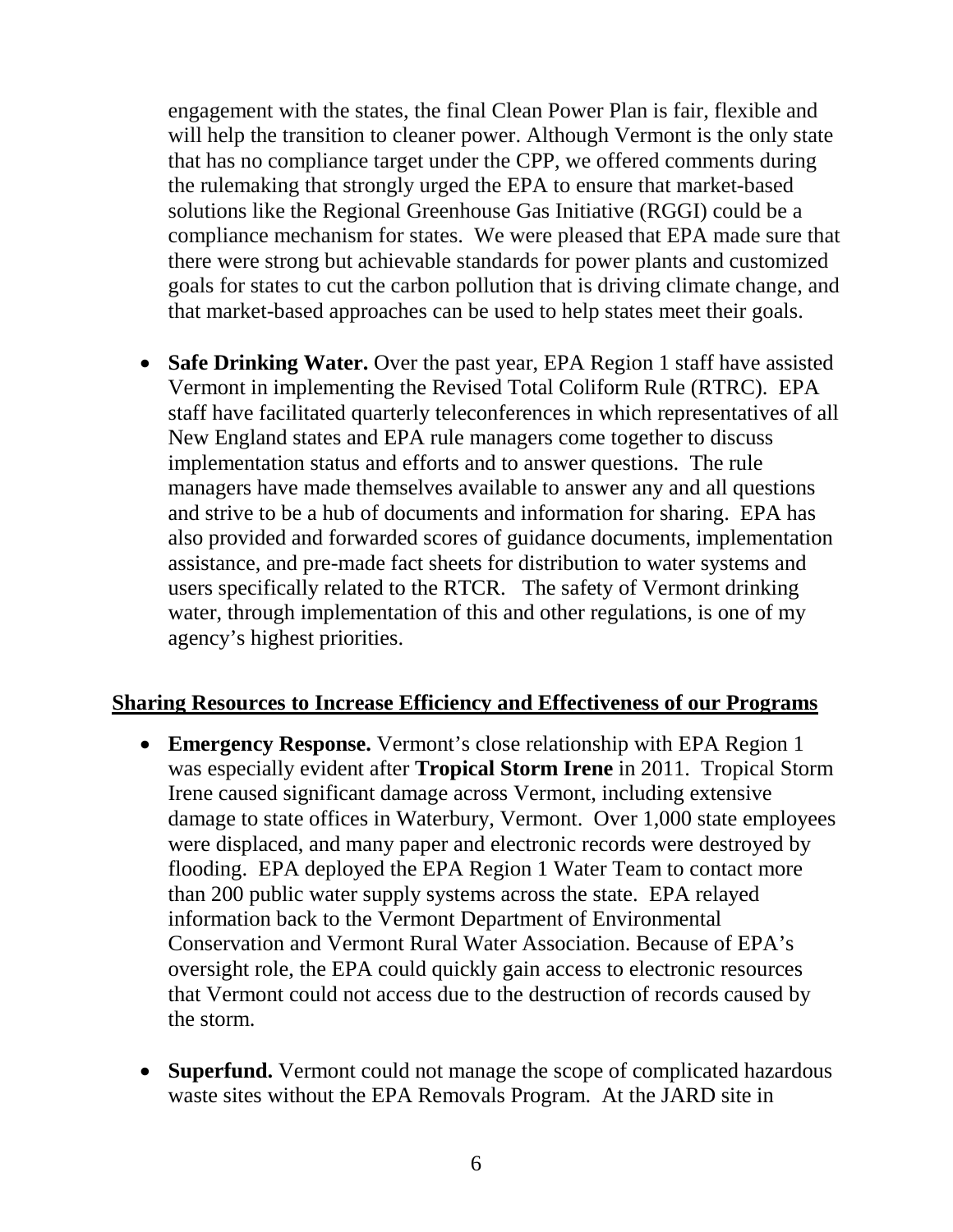engagement with the states, the final Clean Power Plan is fair, flexible and will help the transition to cleaner power. Although Vermont is the only state that has no compliance target under the CPP, we offered comments during the rulemaking that strongly urged the EPA to ensure that market-based solutions like the Regional Greenhouse Gas Initiative (RGGI) could be a compliance mechanism for states. We were pleased that EPA made sure that there were strong but achievable standards for power plants and customized goals for states to cut the carbon pollution that is driving climate change, and that market-based approaches can be used to help states meet their goals.

- **Safe Drinking Water.** Over the past year, EPA Region 1 staff have assisted Vermont in implementing the Revised Total Coliform Rule (RTRC). EPA staff have facilitated quarterly teleconferences in which representatives of all New England states and EPA rule managers come together to discuss implementation status and efforts and to answer questions. The rule managers have made themselves available to answer any and all questions and strive to be a hub of documents and information for sharing. EPA has also provided and forwarded scores of guidance documents, implementation assistance, and pre-made fact sheets for distribution to water systems and users specifically related to the RTCR. The safety of Vermont drinking water, through implementation of this and other regulations, is one of my agency's highest priorities.

## Sharing Resources to Increase Efficiency and Effectiveness of our Programs

- **Emergency Response.** Vermont's close relationship with EPA Region 1 was especially evident after **Tropical Storm Irene** in 2011. Tropical Storm Irene caused significant damage across Vermont, including extensive damage to state offices in Waterbury, Vermont. Over 1,000 state employees were displaced, and many paper and electronic records were destroyed by flooding. EPA deployed the EPA Region 1 Water Team to contact more than 200 public water supply systems across the state. EPA relayed information back to the Vermont Department of Environmental Conservation and Vermont Rural Water Association. Because of EPA's oversight role, the EPA could quickly gain access to electronic resources that Vermont could not access due to the destruction of records caused by the storm.

- **Superfund.** Vermont could not manage the scope of complicated hazardous waste sites without the EPA Removals Program. At the JARD site in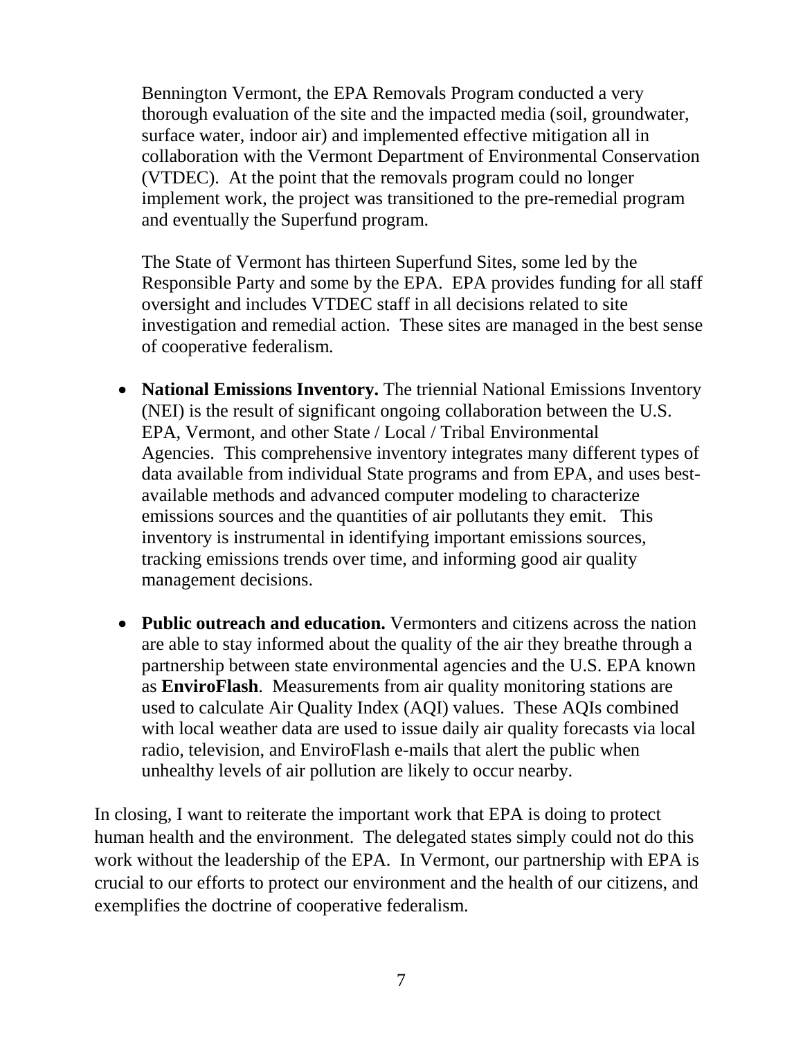Bennington Vermont, the EPA Removals Program conducted a very thorough evaluation of the site and the impacted media (soil, groundwater, surface water, indoor air) and implemented effective mitigation all in collaboration with the Vermont Department of Environmental Conservation (VTDEC). At the point that the removals program could no longer implement work, the project was transitioned to the pre-remedial program and eventually the Superfund program.

The State of Vermont has thirteen Superfund Sites, some led by the Responsible Party and some by the EPA. EPA provides funding for all staff oversight and includes VTDEC staff in all decisions related to site investigation and remedial action. These sites are managed in the best sense of cooperative federalism.

- **National Emissions Inventory.** The triennial National Emissions Inventory (NEI) is the result of significant ongoing collaboration between the U.S. EPA, Vermont, and other State / Local / Tribal Environmental Agencies. This comprehensive inventory integrates many different types of data available from individual State programs and from EPA, and uses best-available methods and advanced computer modeling to characterize emissions sources and the quantities of air pollutants they emit. This inventory is instrumental in identifying important emissions sources, tracking emissions trends over time, and informing good air quality management decisions.

- **Public outreach and education.** Vermonters and citizens across the nation are able to stay informed about the quality of the air they breathe through a partnership between state environmental agencies and the U.S. EPA known as **EnviroFlash**. Measurements from air quality monitoring stations are used to calculate Air Quality Index (AQI) values. These AQIs combined with local weather data are used to issue daily air quality forecasts via local radio, television, and EnviroFlash e-mails that alert the public when unhealthy levels of air pollution are likely to occur nearby.

In closing, I want to reiterate the important work that EPA is doing to protect human health and the environment. The delegated states simply could not do this work without the leadership of the EPA. In Vermont, our partnership with EPA is crucial to our efforts to protect our environment and the health of our citizens, and exemplifies the doctrine of cooperative federalism.